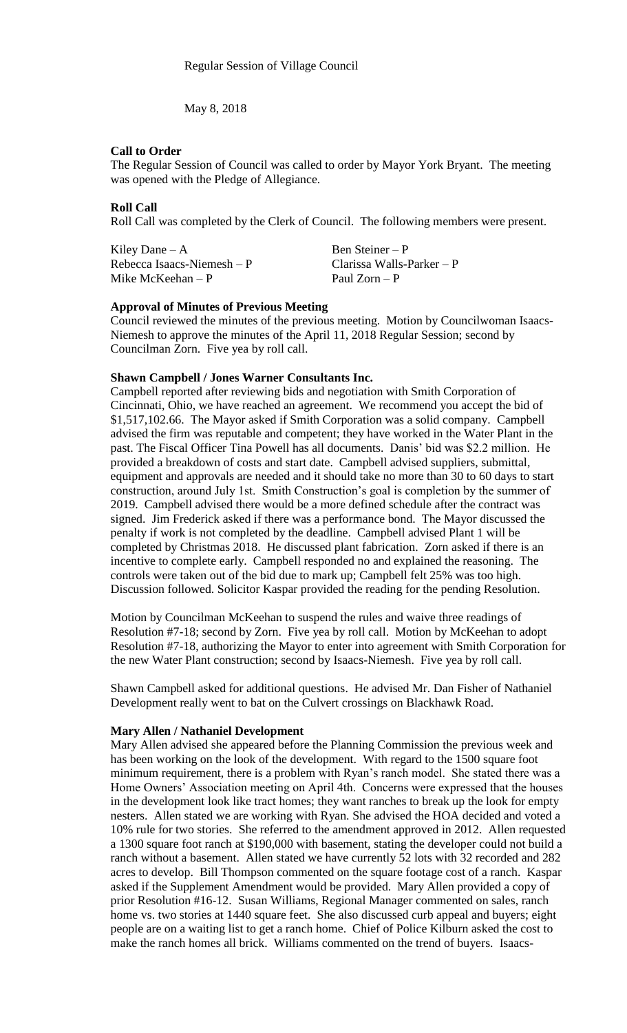Regular Session of Village Council

May 8, 2018

**Call to Order**

The Regular Session of Council was called to order by Mayor York Bryant. The meeting was opened with the Pledge of Allegiance.

**Roll Call**

Roll Call was completed by the Clerk of Council. The following members were present.

| | |
|---|---|
| Kiley Dane – A | Ben Steiner – P |
| Rebecca Isaacs-Niemesh – P | Clarissa Walls-Parker – P |
| Mike McKeehan – P | Paul Zorn – P |

**Approval of Minutes of Previous Meeting**

Council reviewed the minutes of the previous meeting. Motion by Councilwoman Isaacs-Niemesh to approve the minutes of the April 11, 2018 Regular Session; second by Councilman Zorn. Five yea by roll call.

**Shawn Campbell / Jones Warner Consultants Inc.**

Campbell reported after reviewing bids and negotiation with Smith Corporation of Cincinnati, Ohio, we have reached an agreement. We recommend you accept the bid of $1,517,102.66. The Mayor asked if Smith Corporation was a solid company. Campbell advised the firm was reputable and competent; they have worked in the Water Plant in the past. The Fiscal Officer Tina Powell has all documents. Danis' bid was $2.2 million. He provided a breakdown of costs and start date. Campbell advised suppliers, submittal, equipment and approvals are needed and it should take no more than 30 to 60 days to start construction, around July 1st. Smith Construction's goal is completion by the summer of 2019. Campbell advised there would be a more defined schedule after the contract was signed. Jim Frederick asked if there was a performance bond. The Mayor discussed the penalty if work is not completed by the deadline. Campbell advised Plant 1 will be completed by Christmas 2018. He discussed plant fabrication. Zorn asked if there is an incentive to complete early. Campbell responded no and explained the reasoning. The controls were taken out of the bid due to mark up; Campbell felt 25% was too high. Discussion followed. Solicitor Kaspar provided the reading for the pending Resolution.

Motion by Councilman McKeehan to suspend the rules and waive three readings of Resolution #7-18; second by Zorn. Five yea by roll call. Motion by McKeehan to adopt Resolution #7-18, authorizing the Mayor to enter into agreement with Smith Corporation for the new Water Plant construction; second by Isaacs-Niemesh. Five yea by roll call.

Shawn Campbell asked for additional questions. He advised Mr. Dan Fisher of Nathaniel Development really went to bat on the Culvert crossings on Blackhawk Road.

**Mary Allen / Nathaniel Development**

Mary Allen advised she appeared before the Planning Commission the previous week and has been working on the look of the development. With regard to the 1500 square foot minimum requirement, there is a problem with Ryan's ranch model. She stated there was a Home Owners' Association meeting on April 4th. Concerns were expressed that the houses in the development look like tract homes; they want ranches to break up the look for empty nesters. Allen stated we are working with Ryan. She advised the HOA decided and voted a 10% rule for two stories. She referred to the amendment approved in 2012. Allen requested a 1300 square foot ranch at $190,000 with basement, stating the developer could not build a ranch without a basement. Allen stated we have currently 52 lots with 32 recorded and 282 acres to develop. Bill Thompson commented on the square footage cost of a ranch. Kaspar asked if the Supplement Amendment would be provided. Mary Allen provided a copy of prior Resolution #16-12. Susan Williams, Regional Manager commented on sales, ranch home vs. two stories at 1440 square feet. She also discussed curb appeal and buyers; eight people are on a waiting list to get a ranch home. Chief of Police Kilburn asked the cost to make the ranch homes all brick. Williams commented on the trend of buyers. Isaacs-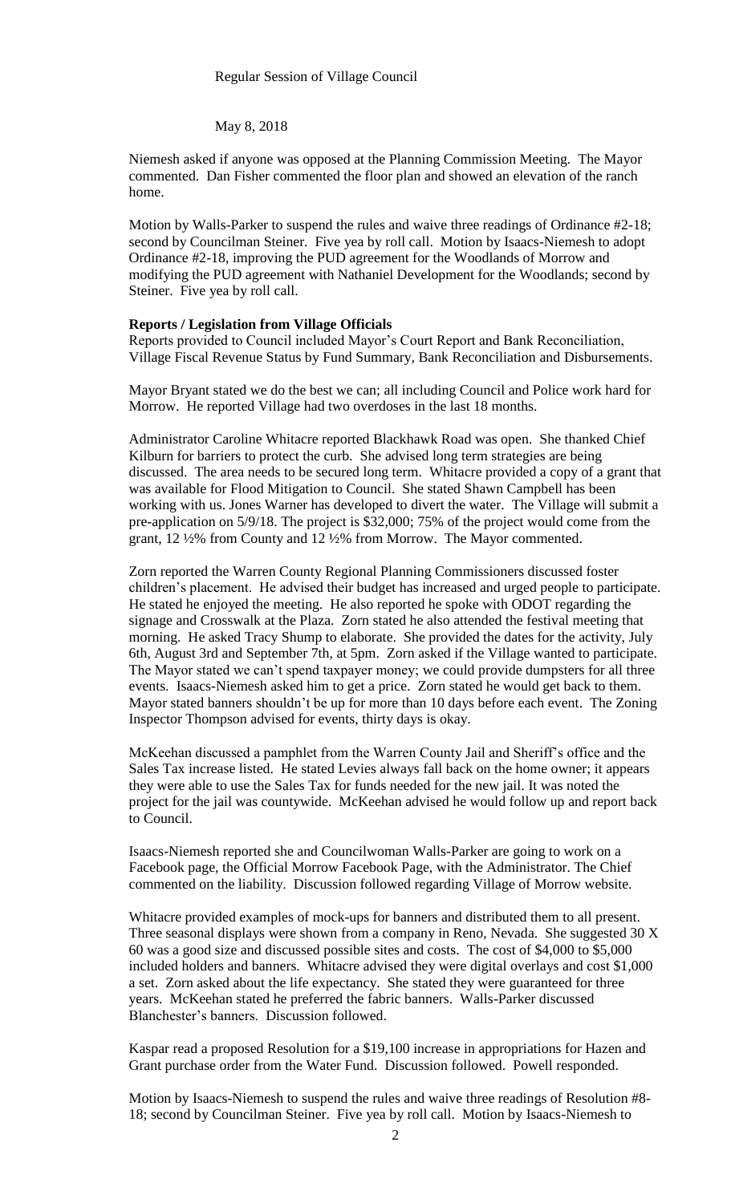Regular Session of Village Council

May 8, 2018

Niemesh asked if anyone was opposed at the Planning Commission Meeting. The Mayor commented. Dan Fisher commented the floor plan and showed an elevation of the ranch home.

Motion by Walls-Parker to suspend the rules and waive three readings of Ordinance #2-18; second by Councilman Steiner. Five yea by roll call. Motion by Isaacs-Niemesh to adopt Ordinance #2-18, improving the PUD agreement for the Woodlands of Morrow and modifying the PUD agreement with Nathaniel Development for the Woodlands; second by Steiner. Five yea by roll call.

**Reports / Legislation from Village Officials**

Reports provided to Council included Mayor's Court Report and Bank Reconciliation, Village Fiscal Revenue Status by Fund Summary, Bank Reconciliation and Disbursements.

Mayor Bryant stated we do the best we can; all including Council and Police work hard for Morrow. He reported Village had two overdoses in the last 18 months.

Administrator Caroline Whitacre reported Blackhawk Road was open. She thanked Chief Kilburn for barriers to protect the curb. She advised long term strategies are being discussed. The area needs to be secured long term. Whitacre provided a copy of a grant that was available for Flood Mitigation to Council. She stated Shawn Campbell has been working with us. Jones Warner has developed to divert the water. The Village will submit a pre-application on 5/9/18. The project is $32,000; 75% of the project would come from the grant, 12 ½% from County and 12 ½% from Morrow. The Mayor commented.

Zorn reported the Warren County Regional Planning Commissioners discussed foster children's placement. He advised their budget has increased and urged people to participate. He stated he enjoyed the meeting. He also reported he spoke with ODOT regarding the signage and Crosswalk at the Plaza. Zorn stated he also attended the festival meeting that morning. He asked Tracy Shump to elaborate. She provided the dates for the activity, July 6th, August 3rd and September 7th, at 5pm. Zorn asked if the Village wanted to participate. The Mayor stated we can't spend taxpayer money; we could provide dumpsters for all three events. Isaacs-Niemesh asked him to get a price. Zorn stated he would get back to them. Mayor stated banners shouldn't be up for more than 10 days before each event. The Zoning Inspector Thompson advised for events, thirty days is okay.

McKeehan discussed a pamphlet from the Warren County Jail and Sheriff's office and the Sales Tax increase listed. He stated Levies always fall back on the home owner; it appears they were able to use the Sales Tax for funds needed for the new jail. It was noted the project for the jail was countywide. McKeehan advised he would follow up and report back to Council.

Isaacs-Niemesh reported she and Councilwoman Walls-Parker are going to work on a Facebook page, the Official Morrow Facebook Page, with the Administrator. The Chief commented on the liability. Discussion followed regarding Village of Morrow website.

Whitacre provided examples of mock-ups for banners and distributed them to all present. Three seasonal displays were shown from a company in Reno, Nevada. She suggested 30 X 60 was a good size and discussed possible sites and costs. The cost of $4,000 to $5,000 included holders and banners. Whitacre advised they were digital overlays and cost $1,000 a set. Zorn asked about the life expectancy. She stated they were guaranteed for three years. McKeehan stated he preferred the fabric banners. Walls-Parker discussed Blanchester's banners. Discussion followed.

Kaspar read a proposed Resolution for a $19,100 increase in appropriations for Hazen and Grant purchase order from the Water Fund. Discussion followed. Powell responded.

Motion by Isaacs-Niemesh to suspend the rules and waive three readings of Resolution #8-18; second by Councilman Steiner. Five yea by roll call. Motion by Isaacs-Niemesh to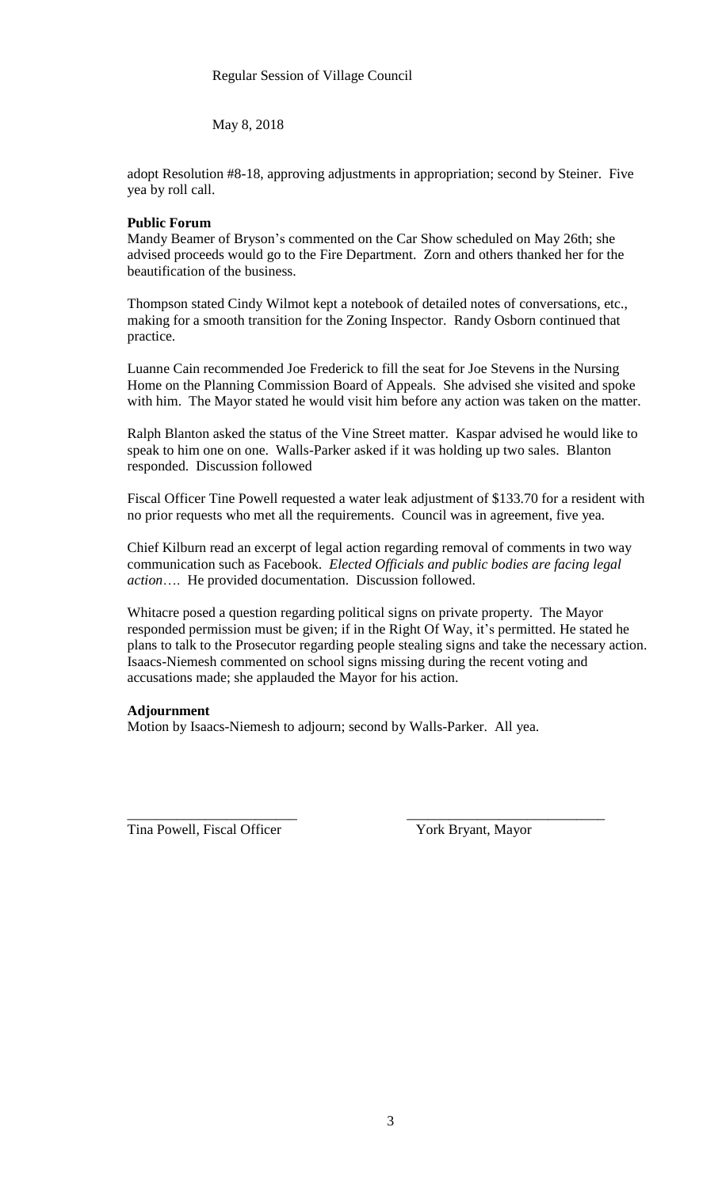adopt Resolution #8-18, approving adjustments in appropriation; second by Steiner. Five yea by roll call.

**Public Forum**

Mandy Beamer of Bryson's commented on the Car Show scheduled on May 26th; she advised proceeds would go to the Fire Department. Zorn and others thanked her for the beautification of the business.

Thompson stated Cindy Wilmot kept a notebook of detailed notes of conversations, etc., making for a smooth transition for the Zoning Inspector. Randy Osborn continued that practice.

Luanne Cain recommended Joe Frederick to fill the seat for Joe Stevens in the Nursing Home on the Planning Commission Board of Appeals. She advised she visited and spoke with him. The Mayor stated he would visit him before any action was taken on the matter.

Ralph Blanton asked the status of the Vine Street matter. Kaspar advised he would like to speak to him one on one. Walls-Parker asked if it was holding up two sales. Blanton responded. Discussion followed

Fiscal Officer Tine Powell requested a water leak adjustment of $133.70 for a resident with no prior requests who met all the requirements. Council was in agreement, five yea.

Chief Kilburn read an excerpt of legal action regarding removal of comments in two way communication such as Facebook. *Elected Officials and public bodies are facing legal action*…. He provided documentation. Discussion followed.

Whitacre posed a question regarding political signs on private property. The Mayor responded permission must be given; if in the Right Of Way, it's permitted. He stated he plans to talk to the Prosecutor regarding people stealing signs and take the necessary action. Isaacs-Niemesh commented on school signs missing during the recent voting and accusations made; she applauded the Mayor for his action.

**Adjournment**

Motion by Isaacs-Niemesh to adjourn; second by Walls-Parker. All yea.

\_\_\_\_\_\_\_\_\_\_\_\_\_\_\_\_\_\_\_\_\_\_\_\_ \_\_\_\_\_\_\_\_\_\_\_\_\_\_\_\_\_\_\_\_\_\_\_\_\_\_\_\_

Tina Powell, Fiscal Officer York Bryant, Mayor